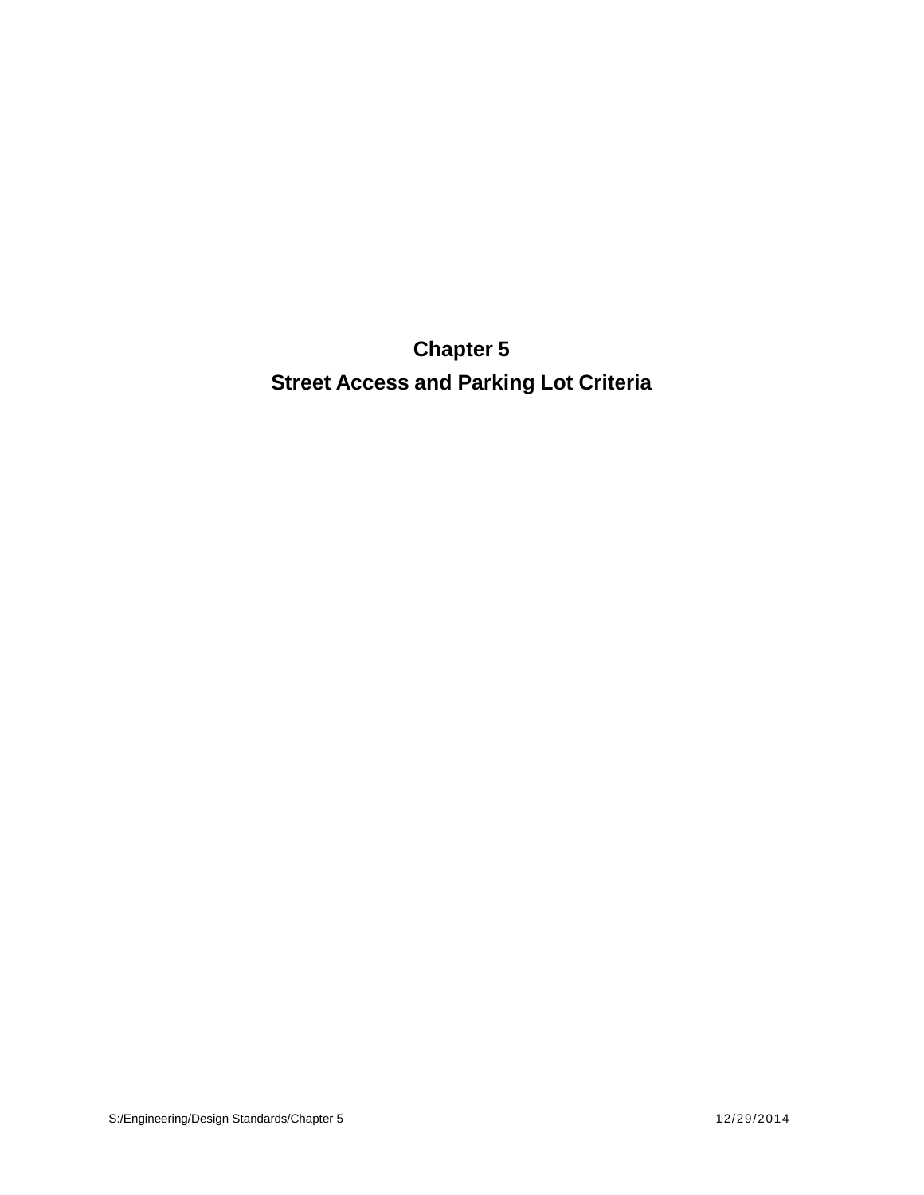# Chapter 5

# Street Access and Parking Lot Criteria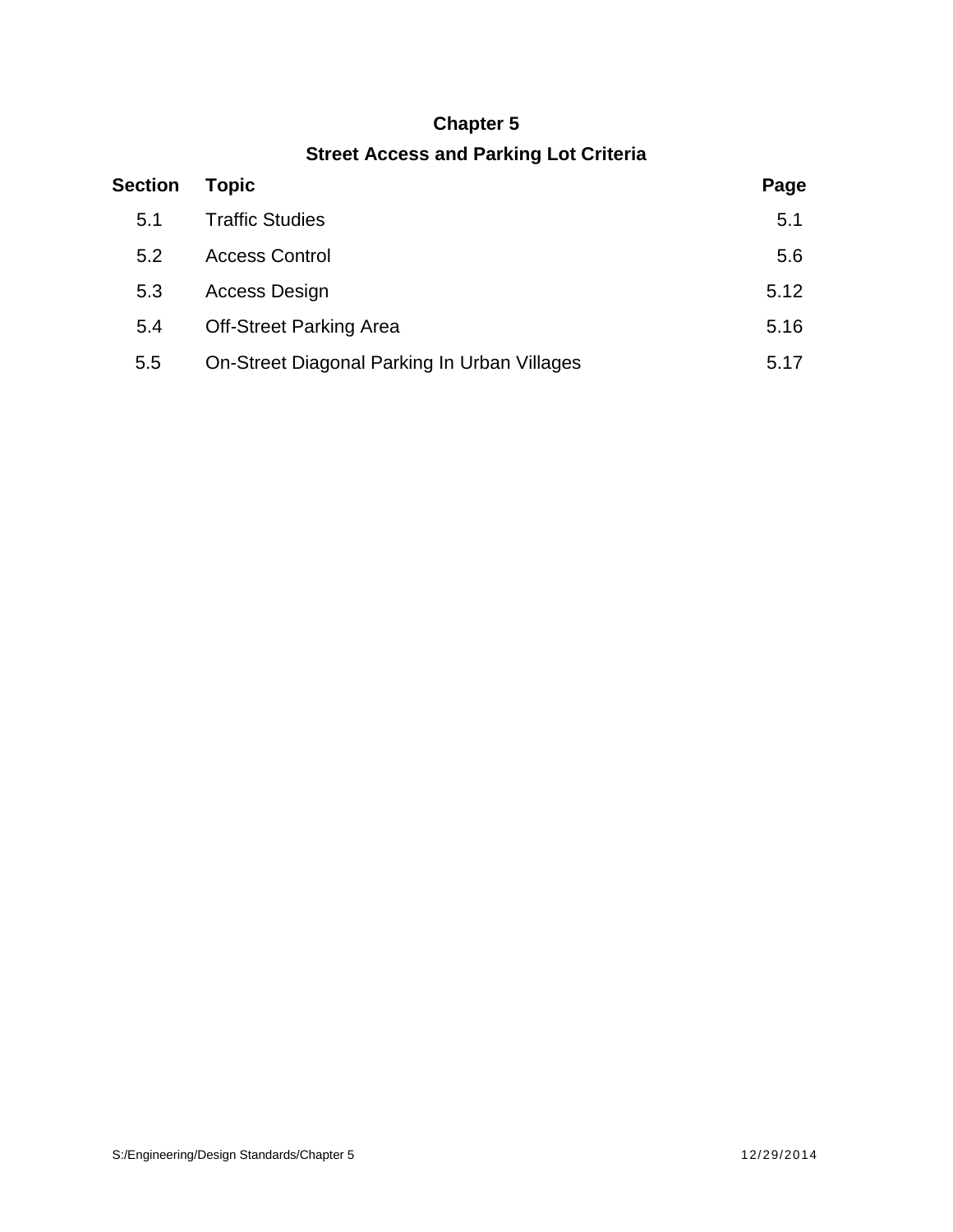# Chapter 5

## Street Access and Parking Lot Criteria

| Section | Topic | Page |
|---|---|---|
| 5.1 | Traffic Studies | 5.1 |
| 5.2 | Access Control | 5.6 |
| 5.3 | Access Design | 5.12 |
| 5.4 | Off-Street Parking Area | 5.16 |
| 5.5 | On-Street Diagonal Parking In Urban Villages | 5.17 |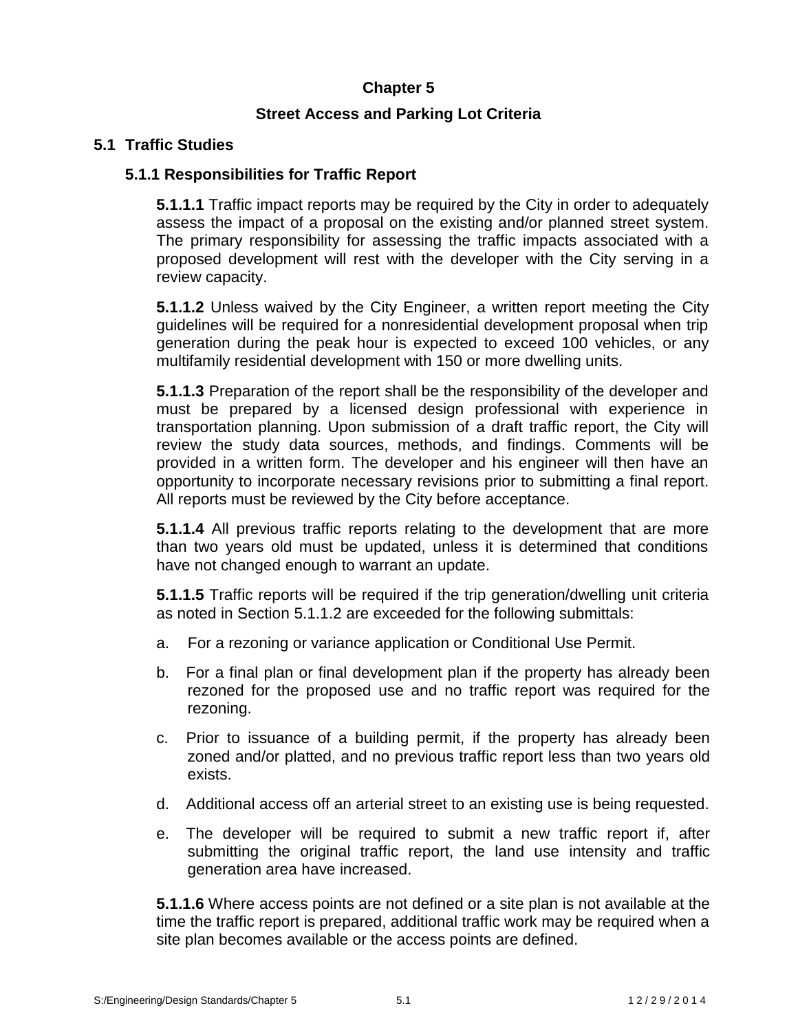# Chapter 5

# Street Access and Parking Lot Criteria

## 5.1 Traffic Studies

### 5.1.1 Responsibilities for Traffic Report

**5.1.1.1** Traffic impact reports may be required by the City in order to adequately assess the impact of a proposal on the existing and/or planned street system. The primary responsibility for assessing the traffic impacts associated with a proposed development will rest with the developer with the City serving in a review capacity.

**5.1.1.2** Unless waived by the City Engineer, a written report meeting the City guidelines will be required for a nonresidential development proposal when trip generation during the peak hour is expected to exceed 100 vehicles, or any multifamily residential development with 150 or more dwelling units.

**5.1.1.3** Preparation of the report shall be the responsibility of the developer and must be prepared by a licensed design professional with experience in transportation planning. Upon submission of a draft traffic report, the City will review the study data sources, methods, and findings. Comments will be provided in a written form. The developer and his engineer will then have an opportunity to incorporate necessary revisions prior to submitting a final report. All reports must be reviewed by the City before acceptance.

**5.1.1.4** All previous traffic reports relating to the development that are more than two years old must be updated, unless it is determined that conditions have not changed enough to warrant an update.

**5.1.1.5** Traffic reports will be required if the trip generation/dwelling unit criteria as noted in Section 5.1.1.2 are exceeded for the following submittals:

a. For a rezoning or variance application or Conditional Use Permit.

b. For a final plan or final development plan if the property has already been rezoned for the proposed use and no traffic report was required for the rezoning.

c. Prior to issuance of a building permit, if the property has already been zoned and/or platted, and no previous traffic report less than two years old exists.

d. Additional access off an arterial street to an existing use is being requested.

e. The developer will be required to submit a new traffic report if, after submitting the original traffic report, the land use intensity and traffic generation area have increased.

**5.1.1.6** Where access points are not defined or a site plan is not available at the time the traffic report is prepared, additional traffic work may be required when a site plan becomes available or the access points are defined.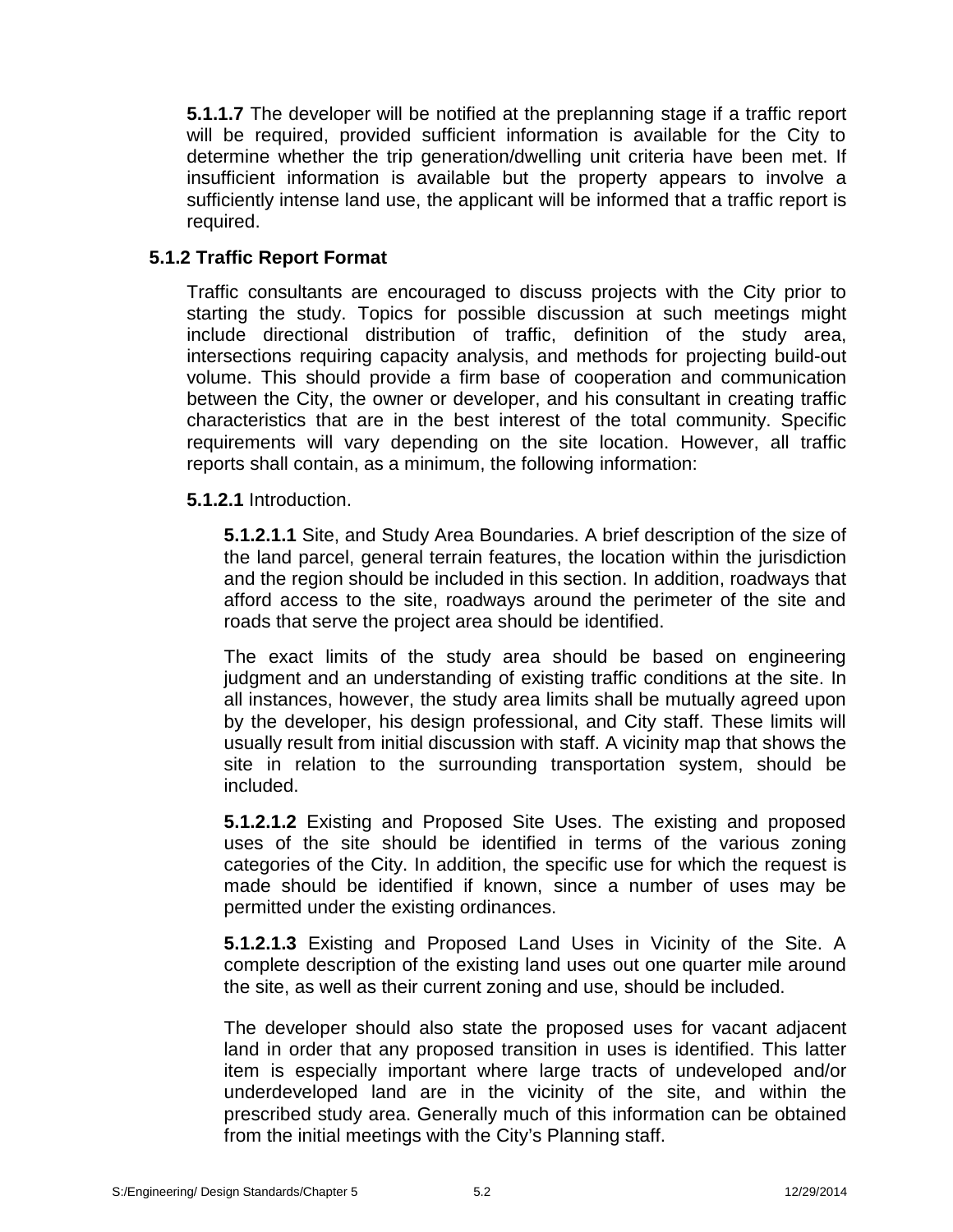**5.1.1.7** The developer will be notified at the preplanning stage if a traffic report will be required, provided sufficient information is available for the City to determine whether the trip generation/dwelling unit criteria have been met. If insufficient information is available but the property appears to involve a sufficiently intense land use, the applicant will be informed that a traffic report is required.

### 5.1.2 Traffic Report Format

Traffic consultants are encouraged to discuss projects with the City prior to starting the study. Topics for possible discussion at such meetings might include directional distribution of traffic, definition of the study area, intersections requiring capacity analysis, and methods for projecting build-out volume. This should provide a firm base of cooperation and communication between the City, the owner or developer, and his consultant in creating traffic characteristics that are in the best interest of the total community. Specific requirements will vary depending on the site location. However, all traffic reports shall contain, as a minimum, the following information:

**5.1.2.1** Introduction.

**5.1.2.1.1** Site, and Study Area Boundaries. A brief description of the size of the land parcel, general terrain features, the location within the jurisdiction and the region should be included in this section. In addition, roadways that afford access to the site, roadways around the perimeter of the site and roads that serve the project area should be identified.

The exact limits of the study area should be based on engineering judgment and an understanding of existing traffic conditions at the site. In all instances, however, the study area limits shall be mutually agreed upon by the developer, his design professional, and City staff. These limits will usually result from initial discussion with staff. A vicinity map that shows the site in relation to the surrounding transportation system, should be included.

**5.1.2.1.2** Existing and Proposed Site Uses. The existing and proposed uses of the site should be identified in terms of the various zoning categories of the City. In addition, the specific use for which the request is made should be identified if known, since a number of uses may be permitted under the existing ordinances.

**5.1.2.1.3** Existing and Proposed Land Uses in Vicinity of the Site. A complete description of the existing land uses out one quarter mile around the site, as well as their current zoning and use, should be included.

The developer should also state the proposed uses for vacant adjacent land in order that any proposed transition in uses is identified. This latter item is especially important where large tracts of undeveloped and/or underdeveloped land are in the vicinity of the site, and within the prescribed study area. Generally much of this information can be obtained from the initial meetings with the City's Planning staff.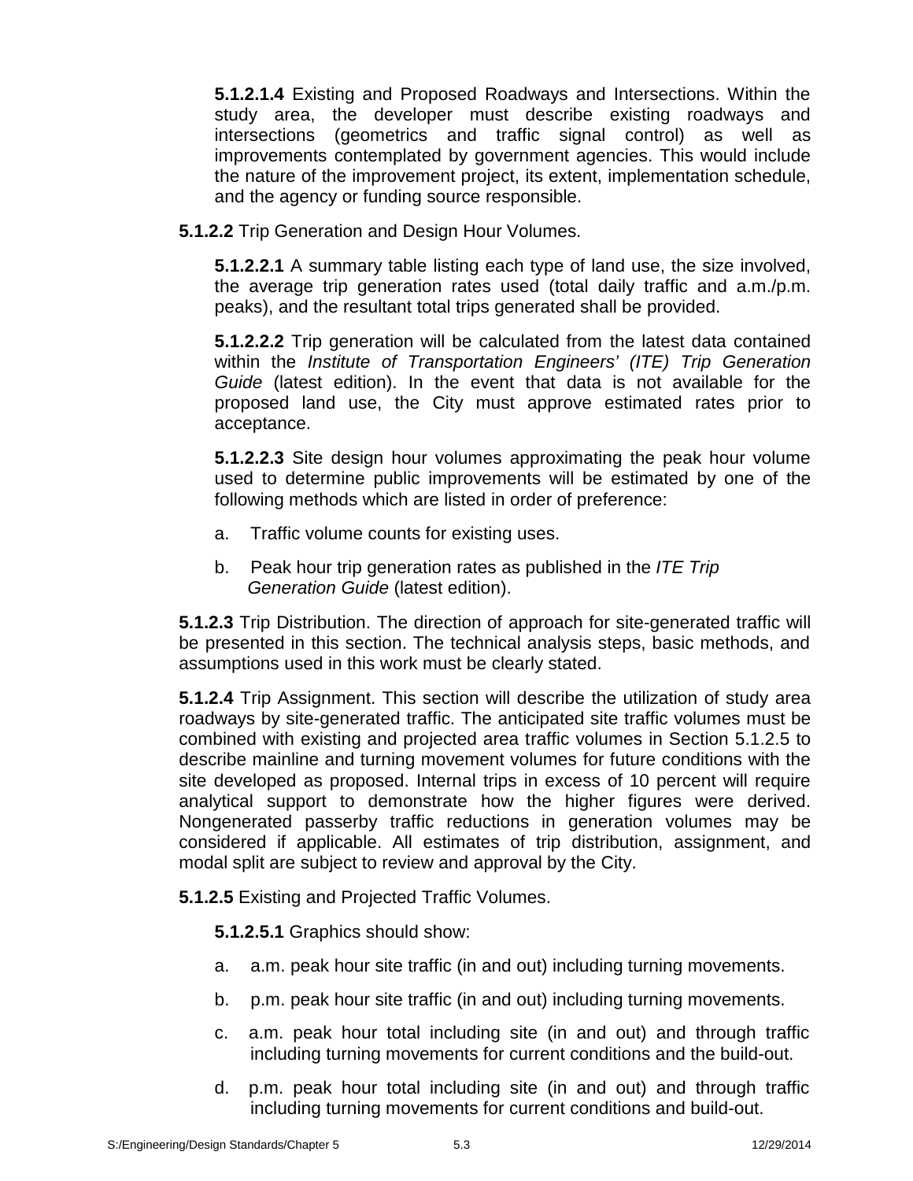**5.1.2.1.4** Existing and Proposed Roadways and Intersections. Within the study area, the developer must describe existing roadways and intersections (geometrics and traffic signal control) as well as improvements contemplated by government agencies. This would include the nature of the improvement project, its extent, implementation schedule, and the agency or funding source responsible.

**5.1.2.2** Trip Generation and Design Hour Volumes.

**5.1.2.2.1** A summary table listing each type of land use, the size involved, the average trip generation rates used (total daily traffic and a.m./p.m. peaks), and the resultant total trips generated shall be provided.

**5.1.2.2.2** Trip generation will be calculated from the latest data contained within the *Institute of Transportation Engineers' (ITE) Trip Generation Guide* (latest edition). In the event that data is not available for the proposed land use, the City must approve estimated rates prior to acceptance.

**5.1.2.2.3** Site design hour volumes approximating the peak hour volume used to determine public improvements will be estimated by one of the following methods which are listed in order of preference:

a. Traffic volume counts for existing uses.

b. Peak hour trip generation rates as published in the *ITE Trip Generation Guide* (latest edition).

**5.1.2.3** Trip Distribution. The direction of approach for site-generated traffic will be presented in this section. The technical analysis steps, basic methods, and assumptions used in this work must be clearly stated.

**5.1.2.4** Trip Assignment. This section will describe the utilization of study area roadways by site-generated traffic. The anticipated site traffic volumes must be combined with existing and projected area traffic volumes in Section 5.1.2.5 to describe mainline and turning movement volumes for future conditions with the site developed as proposed. Internal trips in excess of 10 percent will require analytical support to demonstrate how the higher figures were derived. Nongenerated passerby traffic reductions in generation volumes may be considered if applicable. All estimates of trip distribution, assignment, and modal split are subject to review and approval by the City.

**5.1.2.5** Existing and Projected Traffic Volumes.

**5.1.2.5.1** Graphics should show:

a. a.m. peak hour site traffic (in and out) including turning movements.

b. p.m. peak hour site traffic (in and out) including turning movements.

c. a.m. peak hour total including site (in and out) and through traffic including turning movements for current conditions and the build-out.

d. p.m. peak hour total including site (in and out) and through traffic including turning movements for current conditions and build-out.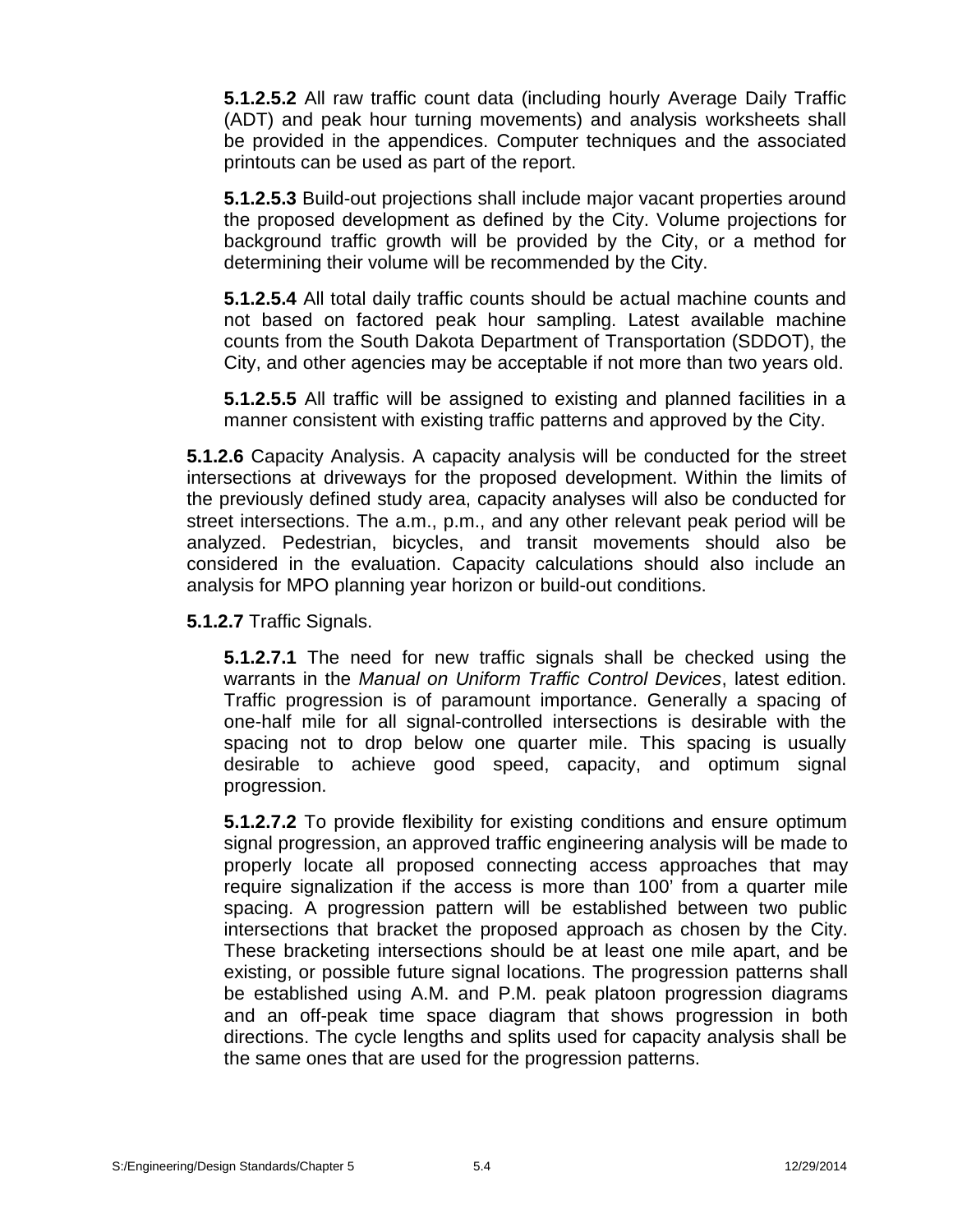**5.1.2.5.2** All raw traffic count data (including hourly Average Daily Traffic (ADT) and peak hour turning movements) and analysis worksheets shall be provided in the appendices. Computer techniques and the associated printouts can be used as part of the report.

**5.1.2.5.3** Build-out projections shall include major vacant properties around the proposed development as defined by the City. Volume projections for background traffic growth will be provided by the City, or a method for determining their volume will be recommended by the City.

**5.1.2.5.4** All total daily traffic counts should be actual machine counts and not based on factored peak hour sampling. Latest available machine counts from the South Dakota Department of Transportation (SDDOT), the City, and other agencies may be acceptable if not more than two years old.

**5.1.2.5.5** All traffic will be assigned to existing and planned facilities in a manner consistent with existing traffic patterns and approved by the City.

**5.1.2.6** Capacity Analysis. A capacity analysis will be conducted for the street intersections at driveways for the proposed development. Within the limits of the previously defined study area, capacity analyses will also be conducted for street intersections. The a.m., p.m., and any other relevant peak period will be analyzed. Pedestrian, bicycles, and transit movements should also be considered in the evaluation. Capacity calculations should also include an analysis for MPO planning year horizon or build-out conditions.

**5.1.2.7** Traffic Signals.

**5.1.2.7.1** The need for new traffic signals shall be checked using the warrants in the *Manual on Uniform Traffic Control Devices*, latest edition. Traffic progression is of paramount importance. Generally a spacing of one-half mile for all signal-controlled intersections is desirable with the spacing not to drop below one quarter mile. This spacing is usually desirable to achieve good speed, capacity, and optimum signal progression.

**5.1.2.7.2** To provide flexibility for existing conditions and ensure optimum signal progression, an approved traffic engineering analysis will be made to properly locate all proposed connecting access approaches that may require signalization if the access is more than 100' from a quarter mile spacing. A progression pattern will be established between two public intersections that bracket the proposed approach as chosen by the City. These bracketing intersections should be at least one mile apart, and be existing, or possible future signal locations. The progression patterns shall be established using A.M. and P.M. peak platoon progression diagrams and an off-peak time space diagram that shows progression in both directions. The cycle lengths and splits used for capacity analysis shall be the same ones that are used for the progression patterns.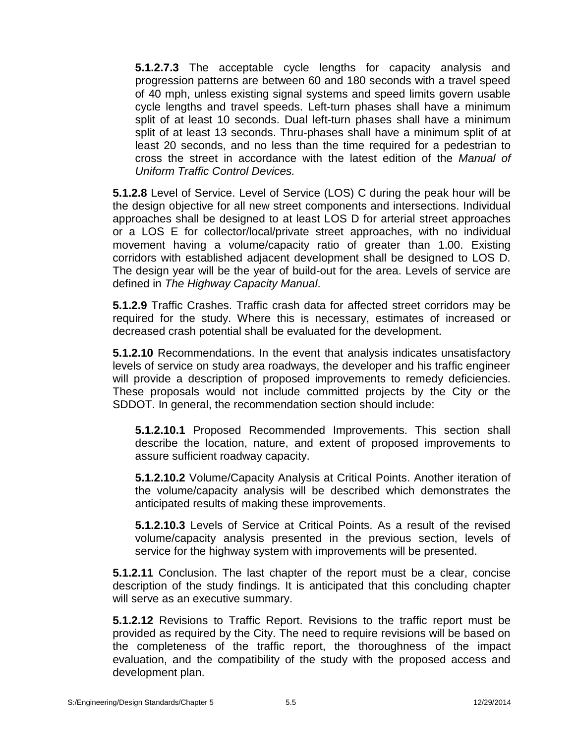**5.1.2.7.3** The acceptable cycle lengths for capacity analysis and progression patterns are between 60 and 180 seconds with a travel speed of 40 mph, unless existing signal systems and speed limits govern usable cycle lengths and travel speeds. Left-turn phases shall have a minimum split of at least 10 seconds. Dual left-turn phases shall have a minimum split of at least 13 seconds. Thru-phases shall have a minimum split of at least 20 seconds, and no less than the time required for a pedestrian to cross the street in accordance with the latest edition of the *Manual of Uniform Traffic Control Devices.*

**5.1.2.8** Level of Service. Level of Service (LOS) C during the peak hour will be the design objective for all new street components and intersections. Individual approaches shall be designed to at least LOS D for arterial street approaches or a LOS E for collector/local/private street approaches, with no individual movement having a volume/capacity ratio of greater than 1.00. Existing corridors with established adjacent development shall be designed to LOS D. The design year will be the year of build-out for the area. Levels of service are defined in *The Highway Capacity Manual*.

**5.1.2.9** Traffic Crashes. Traffic crash data for affected street corridors may be required for the study. Where this is necessary, estimates of increased or decreased crash potential shall be evaluated for the development.

**5.1.2.10** Recommendations. In the event that analysis indicates unsatisfactory levels of service on study area roadways, the developer and his traffic engineer will provide a description of proposed improvements to remedy deficiencies. These proposals would not include committed projects by the City or the SDDOT. In general, the recommendation section should include:

**5.1.2.10.1** Proposed Recommended Improvements. This section shall describe the location, nature, and extent of proposed improvements to assure sufficient roadway capacity.

**5.1.2.10.2** Volume/Capacity Analysis at Critical Points. Another iteration of the volume/capacity analysis will be described which demonstrates the anticipated results of making these improvements.

**5.1.2.10.3** Levels of Service at Critical Points. As a result of the revised volume/capacity analysis presented in the previous section, levels of service for the highway system with improvements will be presented.

**5.1.2.11** Conclusion. The last chapter of the report must be a clear, concise description of the study findings. It is anticipated that this concluding chapter will serve as an executive summary.

**5.1.2.12** Revisions to Traffic Report. Revisions to the traffic report must be provided as required by the City. The need to require revisions will be based on the completeness of the traffic report, the thoroughness of the impact evaluation, and the compatibility of the study with the proposed access and development plan.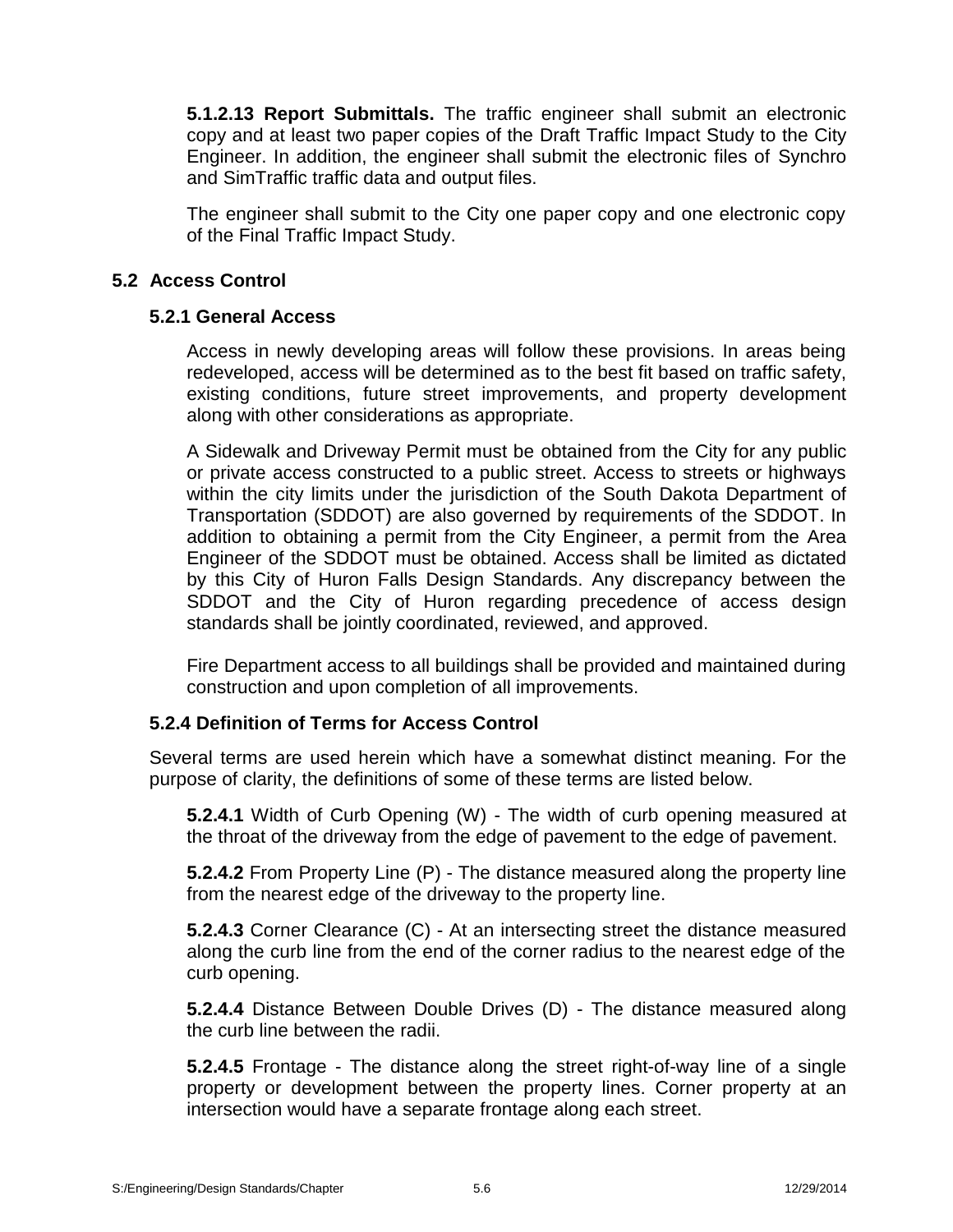**5.1.2.13 Report Submittals.** The traffic engineer shall submit an electronic copy and at least two paper copies of the Draft Traffic Impact Study to the City Engineer. In addition, the engineer shall submit the electronic files of Synchro and SimTraffic traffic data and output files.

The engineer shall submit to the City one paper copy and one electronic copy of the Final Traffic Impact Study.

## 5.2 Access Control

### 5.2.1 General Access

Access in newly developing areas will follow these provisions. In areas being redeveloped, access will be determined as to the best fit based on traffic safety, existing conditions, future street improvements, and property development along with other considerations as appropriate.

A Sidewalk and Driveway Permit must be obtained from the City for any public or private access constructed to a public street. Access to streets or highways within the city limits under the jurisdiction of the South Dakota Department of Transportation (SDDOT) are also governed by requirements of the SDDOT. In addition to obtaining a permit from the City Engineer, a permit from the Area Engineer of the SDDOT must be obtained. Access shall be limited as dictated by this City of Huron Falls Design Standards. Any discrepancy between the SDDOT and the City of Huron regarding precedence of access design standards shall be jointly coordinated, reviewed, and approved.

Fire Department access to all buildings shall be provided and maintained during construction and upon completion of all improvements.

### 5.2.4 Definition of Terms for Access Control

Several terms are used herein which have a somewhat distinct meaning. For the purpose of clarity, the definitions of some of these terms are listed below.

**5.2.4.1** Width of Curb Opening (W) - The width of curb opening measured at the throat of the driveway from the edge of pavement to the edge of pavement.

**5.2.4.2** From Property Line (P) - The distance measured along the property line from the nearest edge of the driveway to the property line.

**5.2.4.3** Corner Clearance (C) - At an intersecting street the distance measured along the curb line from the end of the corner radius to the nearest edge of the curb opening.

**5.2.4.4** Distance Between Double Drives (D) - The distance measured along the curb line between the radii.

**5.2.4.5** Frontage - The distance along the street right-of-way line of a single property or development between the property lines. Corner property at an intersection would have a separate frontage along each street.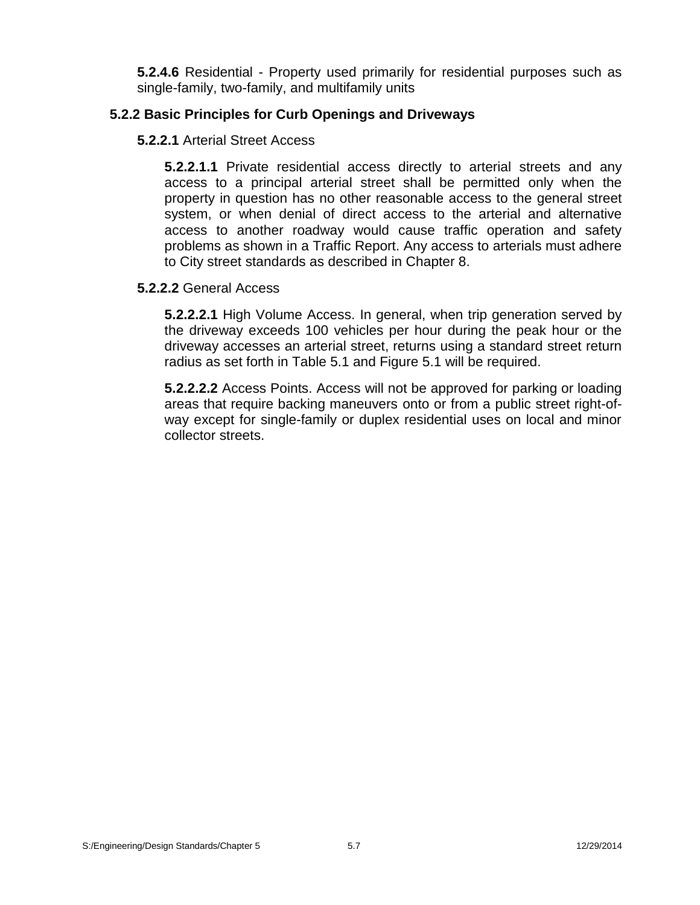**5.2.4.6** Residential - Property used primarily for residential purposes such as single-family, two-family, and multifamily units

### 5.2.2 Basic Principles for Curb Openings and Driveways

**5.2.2.1** Arterial Street Access

**5.2.2.1.1** Private residential access directly to arterial streets and any access to a principal arterial street shall be permitted only when the property in question has no other reasonable access to the general street system, or when denial of direct access to the arterial and alternative access to another roadway would cause traffic operation and safety problems as shown in a Traffic Report. Any access to arterials must adhere to City street standards as described in Chapter 8.

**5.2.2.2** General Access

**5.2.2.2.1** High Volume Access. In general, when trip generation served by the driveway exceeds 100 vehicles per hour during the peak hour or the driveway accesses an arterial street, returns using a standard street return radius as set forth in Table 5.1 and Figure 5.1 will be required.

**5.2.2.2.2** Access Points. Access will not be approved for parking or loading areas that require backing maneuvers onto or from a public street right-of-way except for single-family or duplex residential uses on local and minor collector streets.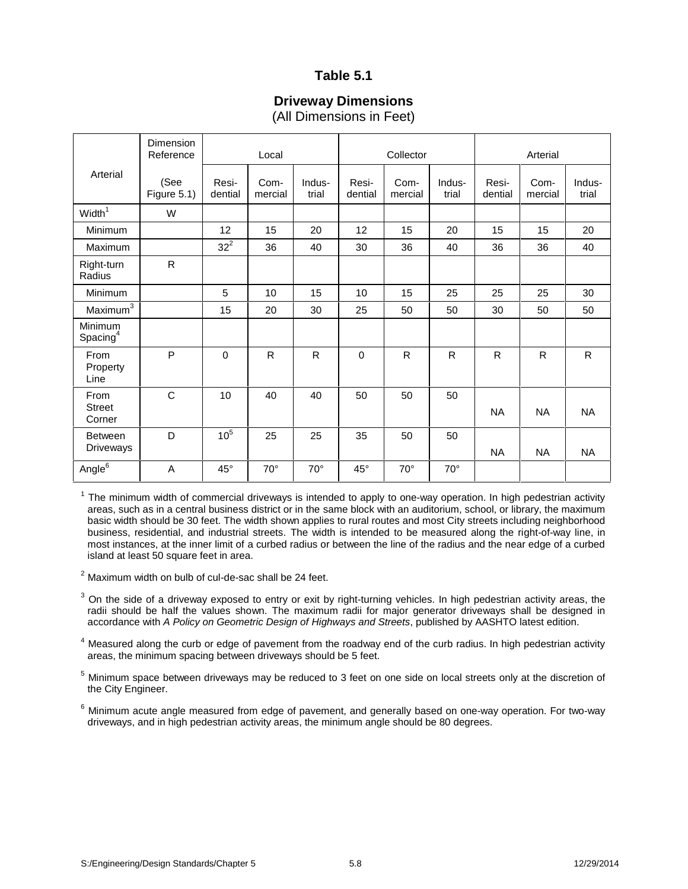## Table 5.1

### Driveway Dimensions
(All Dimensions in Feet)

| Arterial | Dimension Reference (See Figure 5.1) | Local | | | Collector | | | Arterial | | |
|---|---|---|---|---|---|---|---|---|---|---|
| | | Resi-dential | Com-mercial | Indus-trial | Resi-dential | Com-mercial | Indus-trial | Resi-dential | Com-mercial | Indus-trial |
| Width[1] | W | | | | | | | | | |
| Minimum | | 12 | 15 | 20 | 12 | 15 | 20 | 15 | 15 | 20 |
| Maximum | | 32[2] | 36 | 40 | 30 | 36 | 40 | 36 | 36 | 40 |
| Right-turn Radius | R | | | | | | | | | |
| Minimum | | 5 | 10 | 15 | 10 | 15 | 25 | 25 | 25 | 30 |
| Maximum[3] | | 15 | 20 | 30 | 25 | 50 | 50 | 30 | 50 | 50 |
| Minimum Spacing[4] | | | | | | | | | | |
| From Property Line | P | 0 | R | R | 0 | R | R | R | R | R |
| From Street Corner | C | 10 | 40 | 40 | 50 | 50 | 50 | NA | NA | NA |
| Between Driveways | D | 10[5] | 25 | 25 | 35 | 50 | 50 | NA | NA | NA |
| Angle[6] | A | 45° | 70° | 70° | 45° | 70° | 70° | | | |

[1] The minimum width of commercial driveways is intended to apply to one-way operation. In high pedestrian activity areas, such as in a central business district or in the same block with an auditorium, school, or library, the maximum basic width should be 30 feet. The width shown applies to rural routes and most City streets including neighborhood business, residential, and industrial streets. The width is intended to be measured along the right-of-way line, in most instances, at the inner limit of a curbed radius or between the line of the radius and the near edge of a curbed island at least 50 square feet in area.

[2] Maximum width on bulb of cul-de-sac shall be 24 feet.

[3] On the side of a driveway exposed to entry or exit by right-turning vehicles. In high pedestrian activity areas, the radii should be half the values shown. The maximum radii for major generator driveways shall be designed in accordance with *A Policy on Geometric Design of Highways and Streets*, published by AASHTO latest edition.

[4] Measured along the curb or edge of pavement from the roadway end of the curb radius. In high pedestrian activity areas, the minimum spacing between driveways should be 5 feet.

[5] Minimum space between driveways may be reduced to 3 feet on one side on local streets only at the discretion of the City Engineer.

[6] Minimum acute angle measured from edge of pavement, and generally based on one-way operation. For two-way driveways, and in high pedestrian activity areas, the minimum angle should be 80 degrees.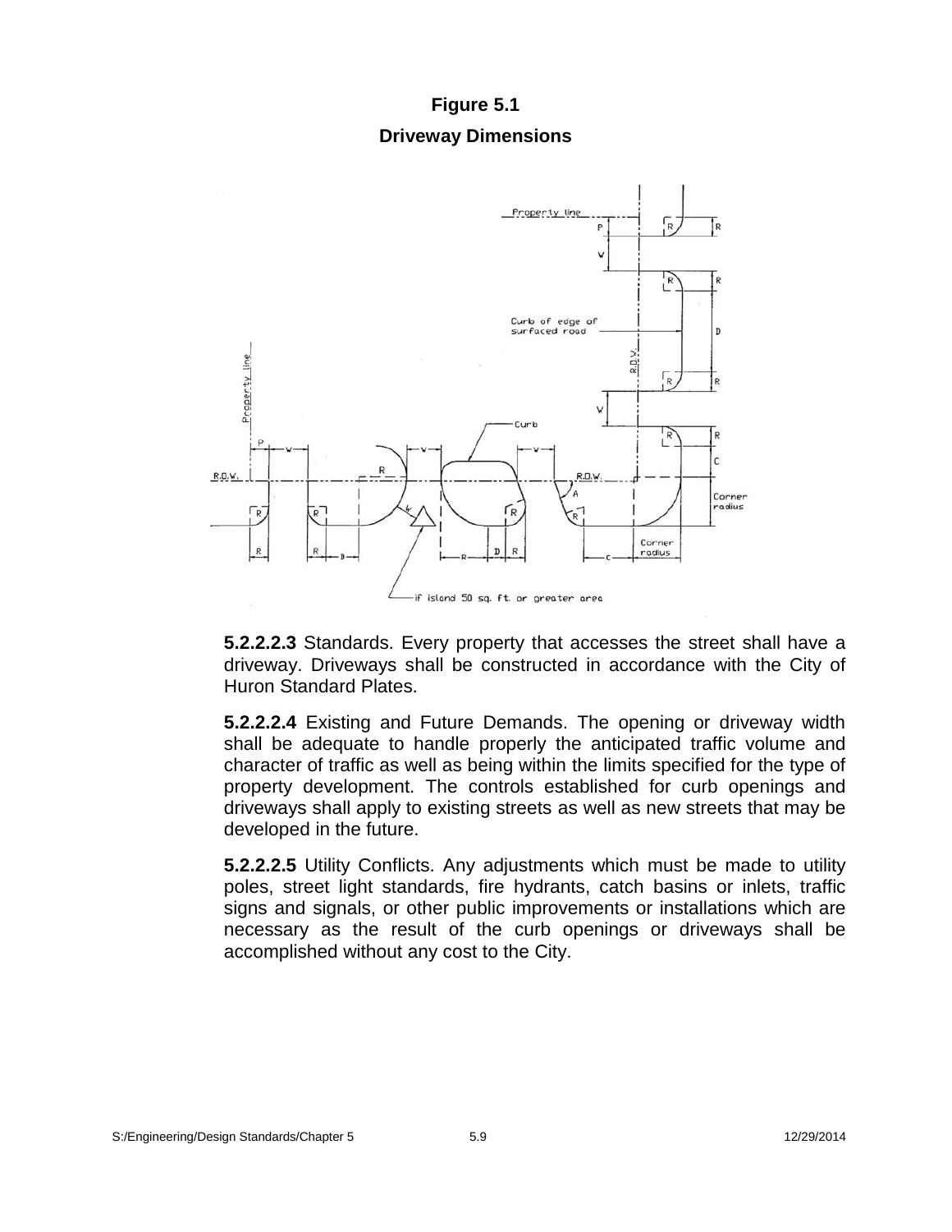**Figure 5.1**

**Driveway Dimensions**

**5.2.2.2.3** Standards. Every property that accesses the street shall have a driveway. Driveways shall be constructed in accordance with the City of Huron Standard Plates.

**5.2.2.2.4** Existing and Future Demands. The opening or driveway width shall be adequate to handle properly the anticipated traffic volume and character of traffic as well as being within the limits specified for the type of property development. The controls established for curb openings and driveways shall apply to existing streets as well as new streets that may be developed in the future.

**5.2.2.2.5** Utility Conflicts. Any adjustments which must be made to utility poles, street light standards, fire hydrants, catch basins or inlets, traffic signs and signals, or other public improvements or installations which are necessary as the result of the curb openings or driveways shall be accomplished without any cost to the City.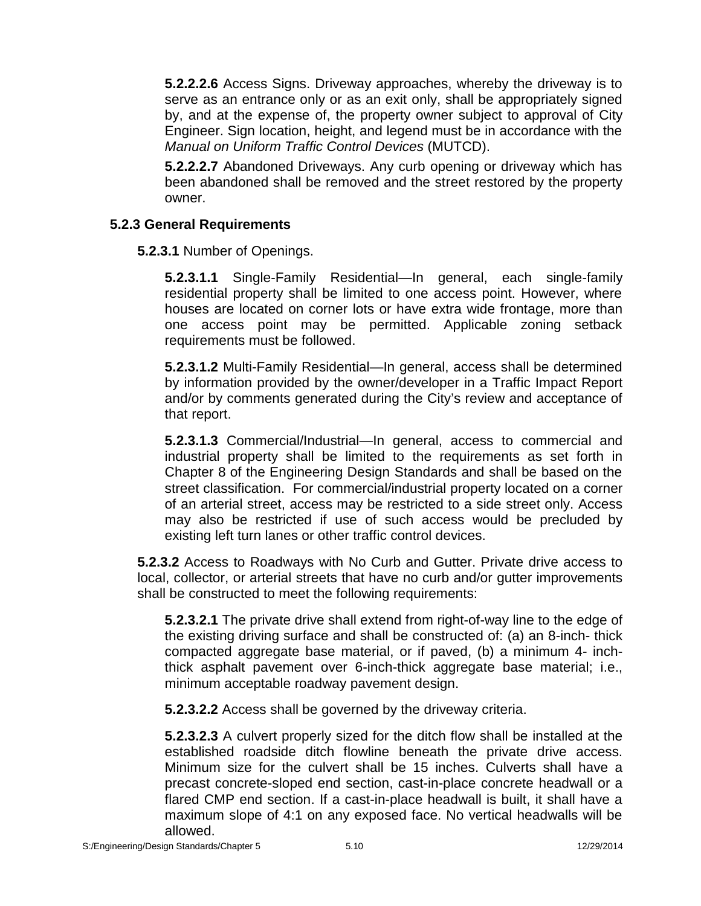**5.2.2.2.6** Access Signs. Driveway approaches, whereby the driveway is to serve as an entrance only or as an exit only, shall be appropriately signed by, and at the expense of, the property owner subject to approval of City Engineer. Sign location, height, and legend must be in accordance with the *Manual on Uniform Traffic Control Devices* (MUTCD).

**5.2.2.2.7** Abandoned Driveways. Any curb opening or driveway which has been abandoned shall be removed and the street restored by the property owner.

### 5.2.3 General Requirements

**5.2.3.1** Number of Openings.

**5.2.3.1.1** Single-Family Residential—In general, each single-family residential property shall be limited to one access point. However, where houses are located on corner lots or have extra wide frontage, more than one access point may be permitted. Applicable zoning setback requirements must be followed.

**5.2.3.1.2** Multi-Family Residential—In general, access shall be determined by information provided by the owner/developer in a Traffic Impact Report and/or by comments generated during the City's review and acceptance of that report.

**5.2.3.1.3** Commercial/Industrial—In general, access to commercial and industrial property shall be limited to the requirements as set forth in Chapter 8 of the Engineering Design Standards and shall be based on the street classification. For commercial/industrial property located on a corner of an arterial street, access may be restricted to a side street only. Access may also be restricted if use of such access would be precluded by existing left turn lanes or other traffic control devices.

**5.2.3.2** Access to Roadways with No Curb and Gutter. Private drive access to local, collector, or arterial streets that have no curb and/or gutter improvements shall be constructed to meet the following requirements:

**5.2.3.2.1** The private drive shall extend from right-of-way line to the edge of the existing driving surface and shall be constructed of: (a) an 8-inch- thick compacted aggregate base material, or if paved, (b) a minimum 4- inch-thick asphalt pavement over 6-inch-thick aggregate base material; i.e., minimum acceptable roadway pavement design.

**5.2.3.2.2** Access shall be governed by the driveway criteria.

**5.2.3.2.3** A culvert properly sized for the ditch flow shall be installed at the established roadside ditch flowline beneath the private drive access. Minimum size for the culvert shall be 15 inches. Culverts shall have a precast concrete-sloped end section, cast-in-place concrete headwall or a flared CMP end section. If a cast-in-place headwall is built, it shall have a maximum slope of 4:1 on any exposed face. No vertical headwalls will be allowed.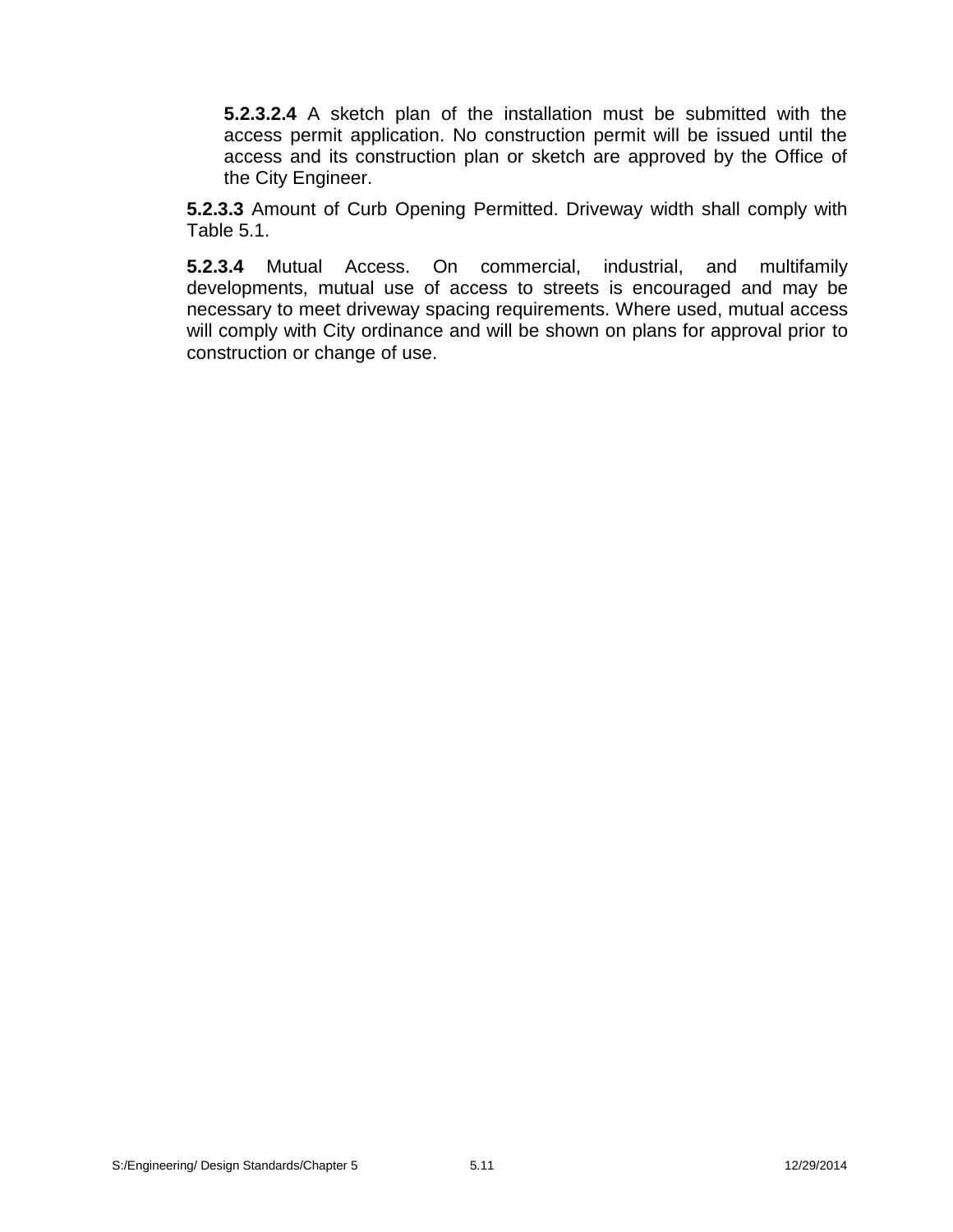**5.2.3.2.4** A sketch plan of the installation must be submitted with the access permit application. No construction permit will be issued until the access and its construction plan or sketch are approved by the Office of the City Engineer.

**5.2.3.3** Amount of Curb Opening Permitted. Driveway width shall comply with Table 5.1.

**5.2.3.4** Mutual Access. On commercial, industrial, and multifamily developments, mutual use of access to streets is encouraged and may be necessary to meet driveway spacing requirements. Where used, mutual access will comply with City ordinance and will be shown on plans for approval prior to construction or change of use.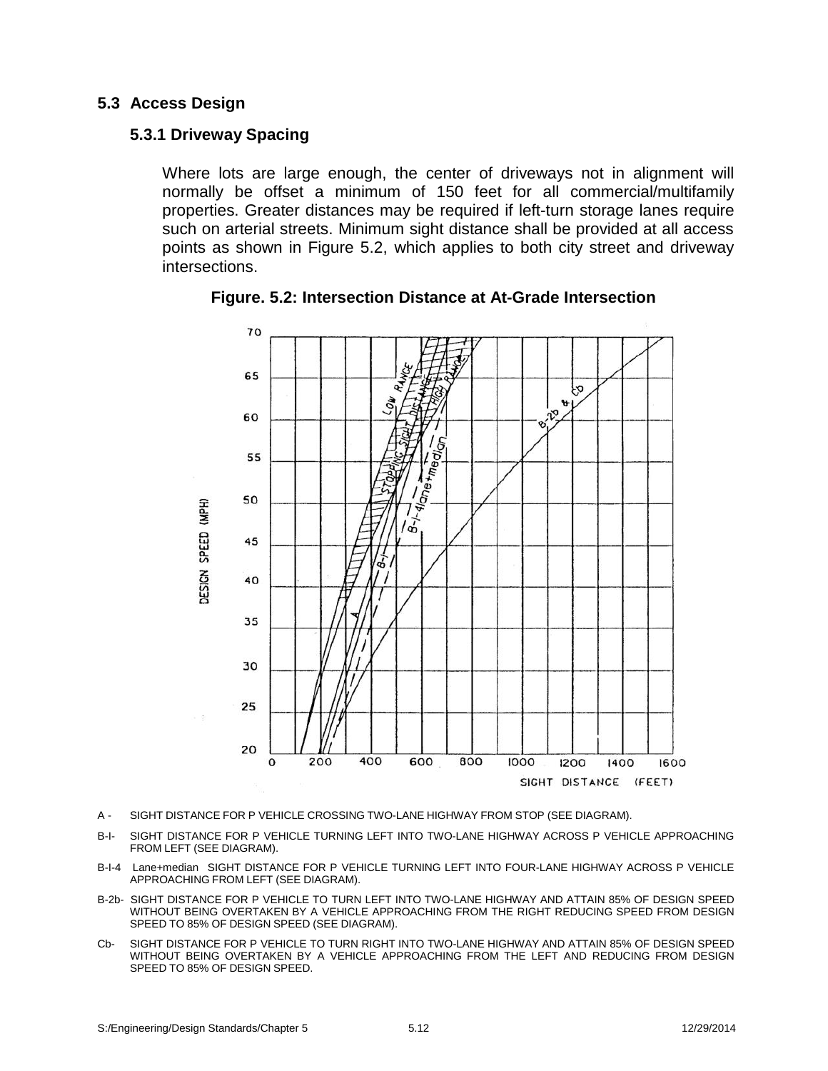## 5.3 Access Design

### 5.3.1 Driveway Spacing

Where lots are large enough, the center of driveways not in alignment will normally be offset a minimum of 150 feet for all commercial/multifamily properties. Greater distances may be required if left-turn storage lanes require such on arterial streets. Minimum sight distance shall be provided at all access points as shown in Figure 5.2, which applies to both city street and driveway intersections.

**Figure. 5.2: Intersection Distance at At-Grade Intersection**

A - SIGHT DISTANCE FOR P VEHICLE CROSSING TWO-LANE HIGHWAY FROM STOP (SEE DIAGRAM).

B-I- SIGHT DISTANCE FOR P VEHICLE TURNING LEFT INTO TWO-LANE HIGHWAY ACROSS P VEHICLE APPROACHING FROM LEFT (SEE DIAGRAM).

B-I-4 Lane+median SIGHT DISTANCE FOR P VEHICLE TURNING LEFT INTO FOUR-LANE HIGHWAY ACROSS P VEHICLE APPROACHING FROM LEFT (SEE DIAGRAM).

B-2b- SIGHT DISTANCE FOR P VEHICLE TO TURN LEFT INTO TWO-LANE HIGHWAY AND ATTAIN 85% OF DESIGN SPEED WITHOUT BEING OVERTAKEN BY A VEHICLE APPROACHING FROM THE RIGHT REDUCING SPEED FROM DESIGN SPEED TO 85% OF DESIGN SPEED (SEE DIAGRAM).

Cb- SIGHT DISTANCE FOR P VEHICLE TO TURN RIGHT INTO TWO-LANE HIGHWAY AND ATTAIN 85% OF DESIGN SPEED WITHOUT BEING OVERTAKEN BY A VEHICLE APPROACHING FROM THE LEFT AND REDUCING FROM DESIGN SPEED TO 85% OF DESIGN SPEED.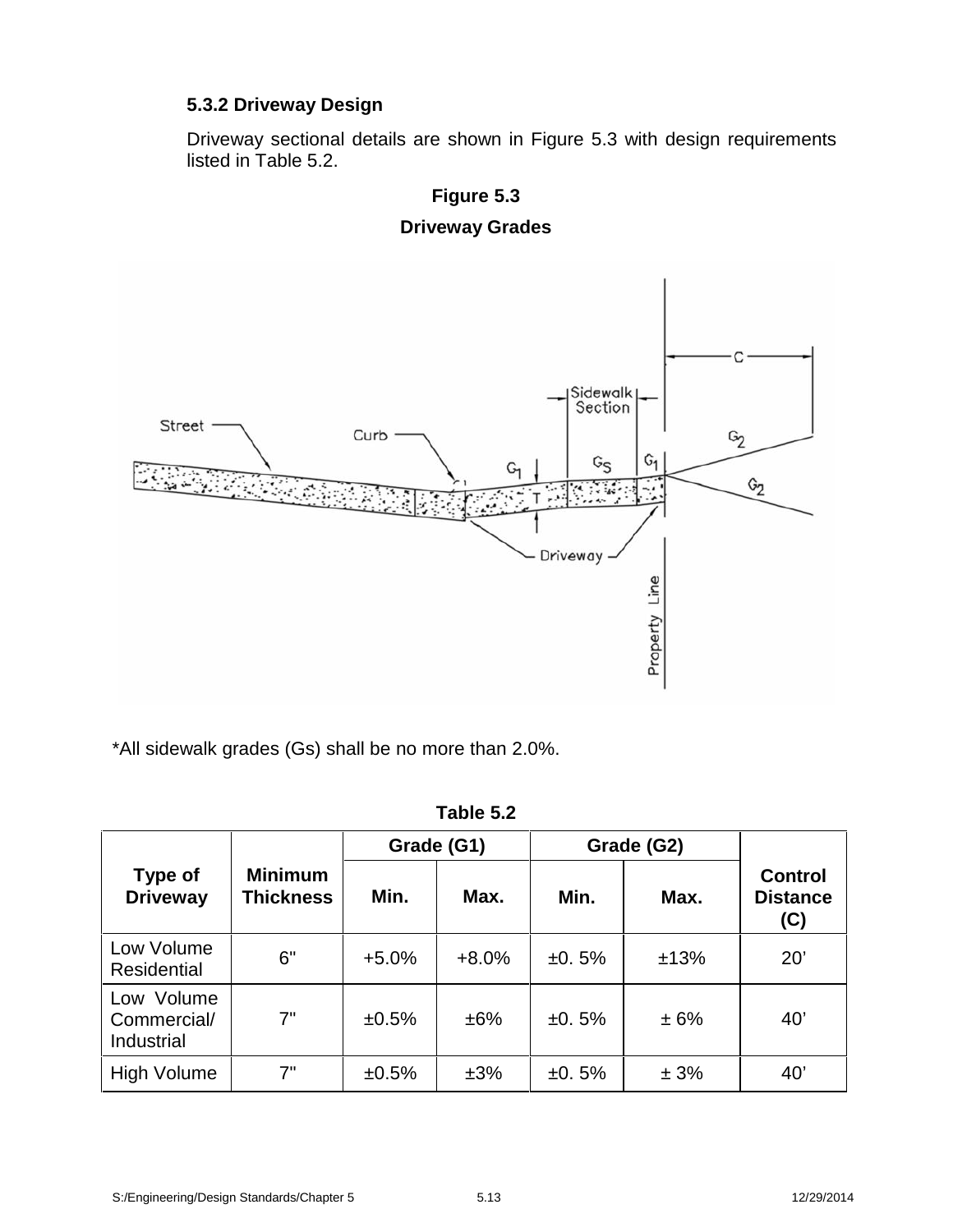### 5.3.2 Driveway Design

Driveway sectional details are shown in Figure 5.3 with design requirements listed in Table 5.2.

**Figure 5.3**

**Driveway Grades**

*All sidewalk grades (Gs) shall be no more than 2.0%.

**Table 5.2**

| Type of Driveway | Minimum Thickness | Grade (G1) | | Grade (G2) | | Control Distance (C) |
|---|---|---|---|---|---|---|
| | | Min. | Max. | Min. | Max. | |
| Low Volume Residential | 6" | +5.0% | +8.0% | ±0. 5% | ±13% | 20’ |
| Low Volume Commercial/ Industrial | 7" | ±0.5% | ±6% | ±0. 5% | ± 6% | 40’ |
| High Volume | 7" | ±0.5% | ±3% | ±0. 5% | ± 3% | 40’ |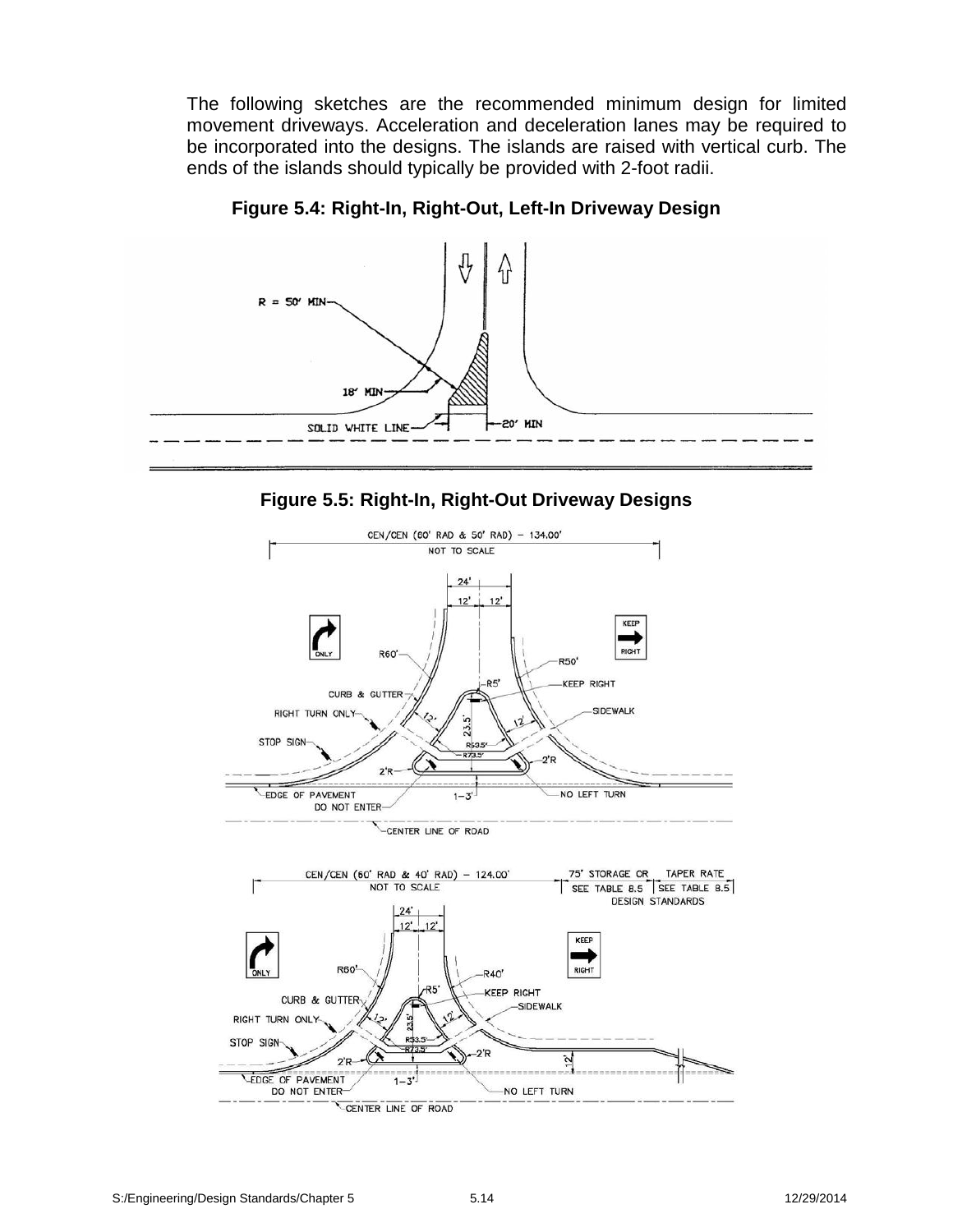The following sketches are the recommended minimum design for limited movement driveways. Acceleration and deceleration lanes may be required to be incorporated into the designs. The islands are raised with vertical curb. The ends of the islands should typically be provided with 2-foot radii.

**Figure 5.4: Right-In, Right-Out, Left-In Driveway Design**

**Figure 5.5: Right-In, Right-Out Driveway Designs**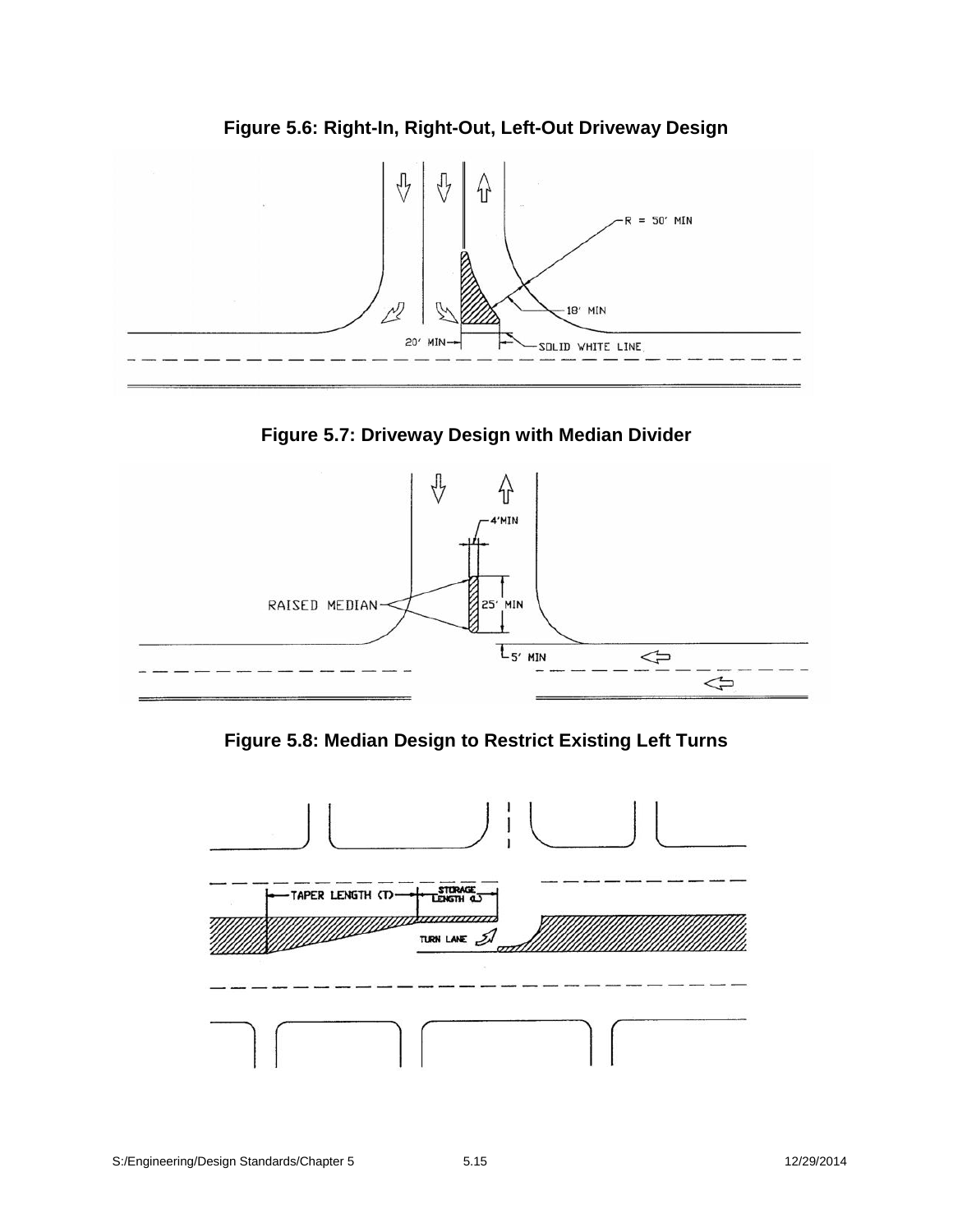**Figure 5.6: Right-In, Right-Out, Left-Out Driveway Design**

**Figure 5.7: Driveway Design with Median Divider**

**Figure 5.8: Median Design to Restrict Existing Left Turns**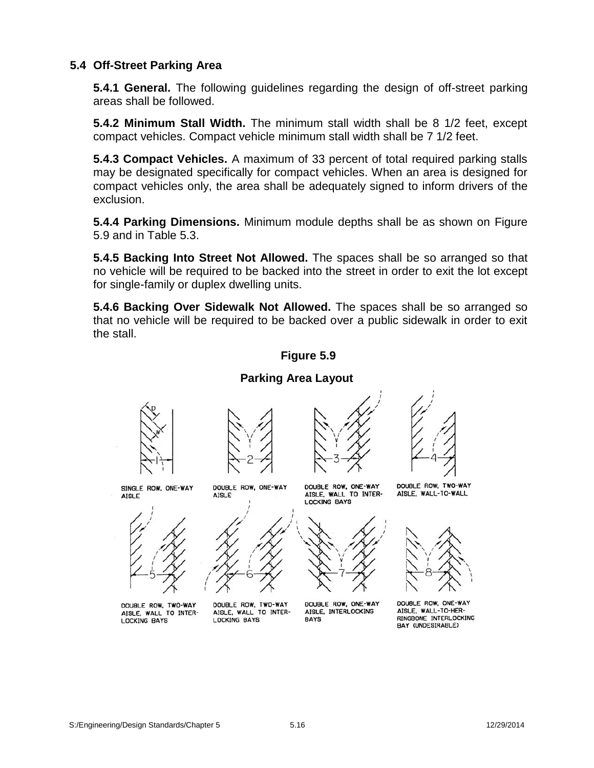## 5.4 Off-Street Parking Area

**5.4.1 General.** The following guidelines regarding the design of off-street parking areas shall be followed.

**5.4.2 Minimum Stall Width.** The minimum stall width shall be 8 1/2 feet, except compact vehicles. Compact vehicle minimum stall width shall be 7 1/2 feet.

**5.4.3 Compact Vehicles.** A maximum of 33 percent of total required parking stalls may be designated specifically for compact vehicles. When an area is designed for compact vehicles only, the area shall be adequately signed to inform drivers of the exclusion.

**5.4.4 Parking Dimensions.** Minimum module depths shall be as shown on Figure 5.9 and in Table 5.3.

**5.4.5 Backing Into Street Not Allowed.** The spaces shall be so arranged so that no vehicle will be required to be backed into the street in order to exit the lot except for single-family or duplex dwelling units.

**5.4.6 Backing Over Sidewalk Not Allowed.** The spaces shall be so arranged so that no vehicle will be required to be backed over a public sidewalk in order to exit the stall.

**Figure 5.9**

**Parking Area Layout**

1. SINGLE ROW, ONE-WAY AISLE
2. DOUBLE ROW, ONE-WAY AISLE
3. DOUBLE ROW, ONE-WAY AISLE, WALL TO INTERLOCKING BAYS
4. DOUBLE ROW, TWO-WAY AISLE, WALL-TO-WALL
5. DOUBLE ROW, TWO-WAY AISLE, WALL TO INTERLOCKING BAYS
6. DOUBLE ROW, TWO-WAY AISLE, WALL TO INTERLOCKING BAYS
7. DOUBLE ROW, ONE-WAY AISLE, INTERLOCKING BAYS
8. DOUBLE ROW, ONE-WAY AISLE, WALL-TO-HERRINGBONE INTERLOCKING BAY (UNDESIRABLE)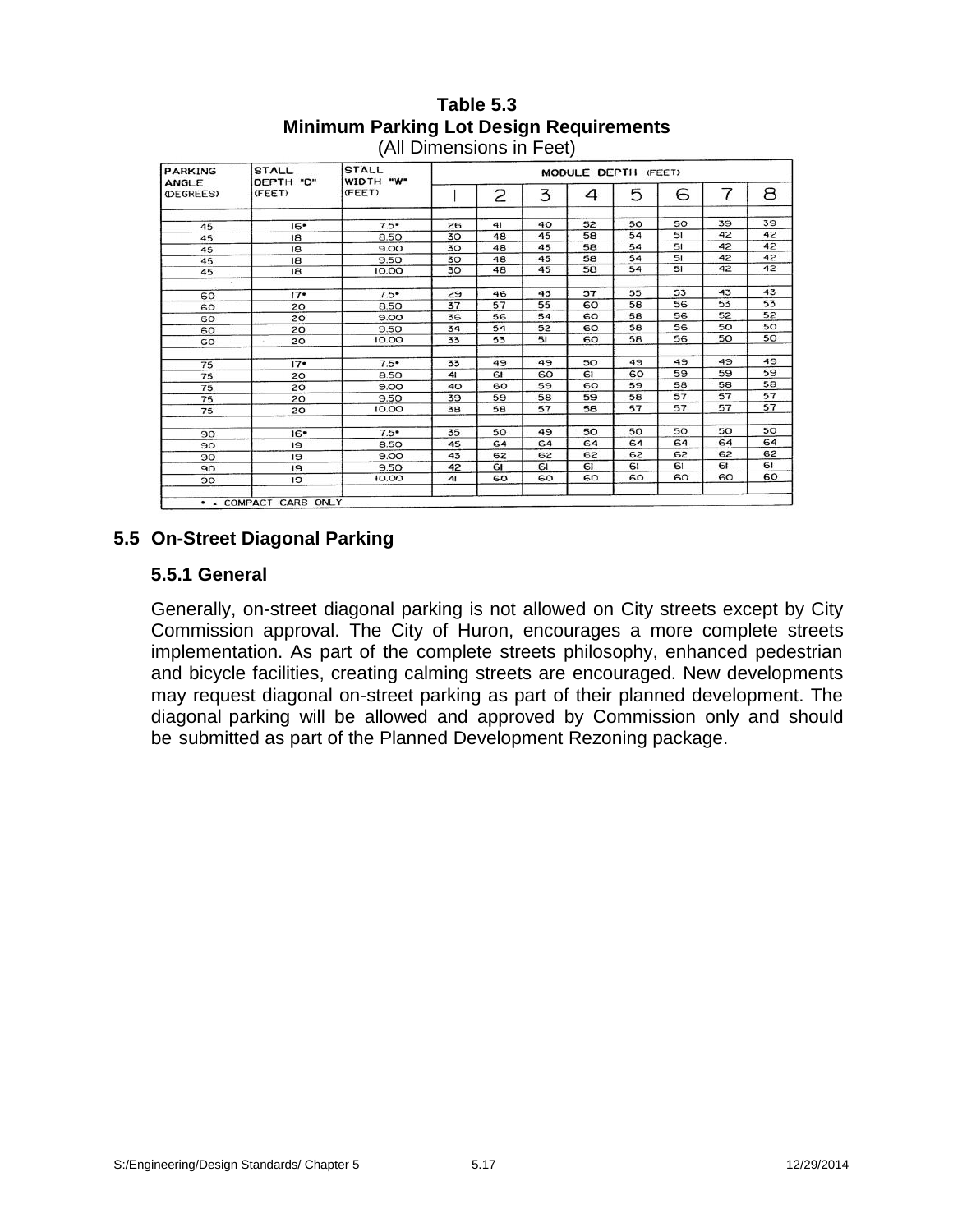**Table 5.3**
**Minimum Parking Lot Design Requirements**
(All Dimensions in Feet)

| PARKING ANGLE (DEGREES) | STALL DEPTH "D" (FEET) | STALL WIDTH "W" (FEET) | MODULE DEPTH (FEET) | | | | | | | |
|---|---|---|---|---|---|---|---|---|---|---|
| | | | 1 | 2 | 3 | 4 | 5 | 6 | 7 | 8 |
| 45 | 16* | 7.5* | 26 | 41 | 40 | 52 | 50 | 50 | 39 | 39 |
| 45 | 18 | 8.50 | 30 | 48 | 45 | 58 | 54 | 51 | 42 | 42 |
| 45 | 18 | 9.00 | 30 | 48 | 45 | 58 | 54 | 51 | 42 | 42 |
| 45 | 18 | 9.50 | 30 | 48 | 45 | 58 | 54 | 51 | 42 | 42 |
| 45 | 18 | 10.00 | 30 | 48 | 45 | 58 | 54 | 51 | 42 | 42 |
| 60 | 17* | 7.5* | 29 | 46 | 45 | 57 | 55 | 53 | 43 | 43 |
| 60 | 20 | 8.50 | 37 | 57 | 55 | 60 | 58 | 56 | 53 | 53 |
| 60 | 20 | 9.00 | 36 | 56 | 54 | 60 | 58 | 56 | 52 | 52 |
| 60 | 20 | 9.50 | 34 | 54 | 52 | 60 | 58 | 56 | 50 | 50 |
| 60 | 20 | 10.00 | 33 | 53 | 51 | 60 | 58 | 56 | 50 | 50 |
| 75 | 17* | 7.5* | 33 | 49 | 49 | 50 | 49 | 49 | 49 | 49 |
| 75 | 20 | 8.50 | 41 | 61 | 60 | 61 | 60 | 59 | 59 | 59 |
| 75 | 20 | 9.00 | 40 | 60 | 59 | 60 | 59 | 58 | 58 | 58 |
| 75 | 20 | 9.50 | 39 | 59 | 58 | 59 | 58 | 57 | 57 | 57 |
| 75 | 20 | 10.00 | 38 | 58 | 57 | 58 | 57 | 57 | 57 | 57 |
| 90 | 16* | 7.5* | 35 | 50 | 49 | 50 | 50 | 50 | 50 | 50 |
| 90 | 19 | 8.50 | 45 | 64 | 64 | 64 | 64 | 64 | 64 | 64 |
| 90 | 19 | 9.00 | 43 | 62 | 62 | 62 | 62 | 62 | 62 | 62 |
| 90 | 19 | 9.50 | 42 | 61 | 61 | 61 | 61 | 61 | 61 | 61 |
| 90 | 19 | 10.00 | 41 | 60 | 60 | 60 | 60 | 60 | 60 | 60 |

* = COMPACT CARS ONLY

## 5.5 On-Street Diagonal Parking

### 5.5.1 General

Generally, on-street diagonal parking is not allowed on City streets except by City Commission approval. The City of Huron, encourages a more complete streets implementation. As part of the complete streets philosophy, enhanced pedestrian and bicycle facilities, creating calming streets are encouraged. New developments may request diagonal on-street parking as part of their planned development. The diagonal parking will be allowed and approved by Commission only and should be submitted as part of the Planned Development Rezoning package.